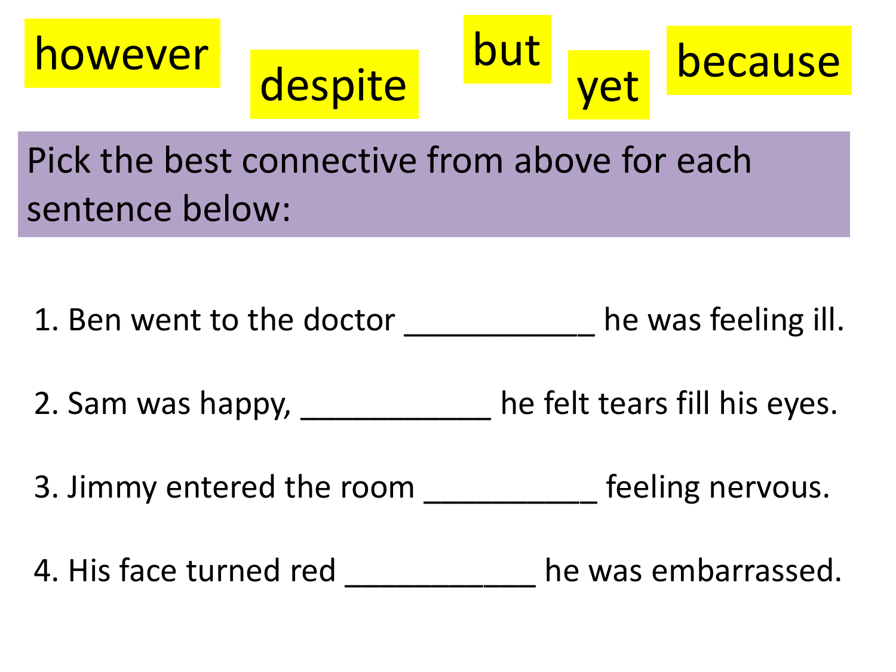however despite but yet because

**Pick the best connective from above for each sentence below:**

1. Ben went to the doctor ___________ he was feeling ill.

2. Sam was happy, ___________ he felt tears fill his eyes.

3. Jimmy entered the room __________ feeling nervous.

4. His face turned red ___________ he was embarrassed.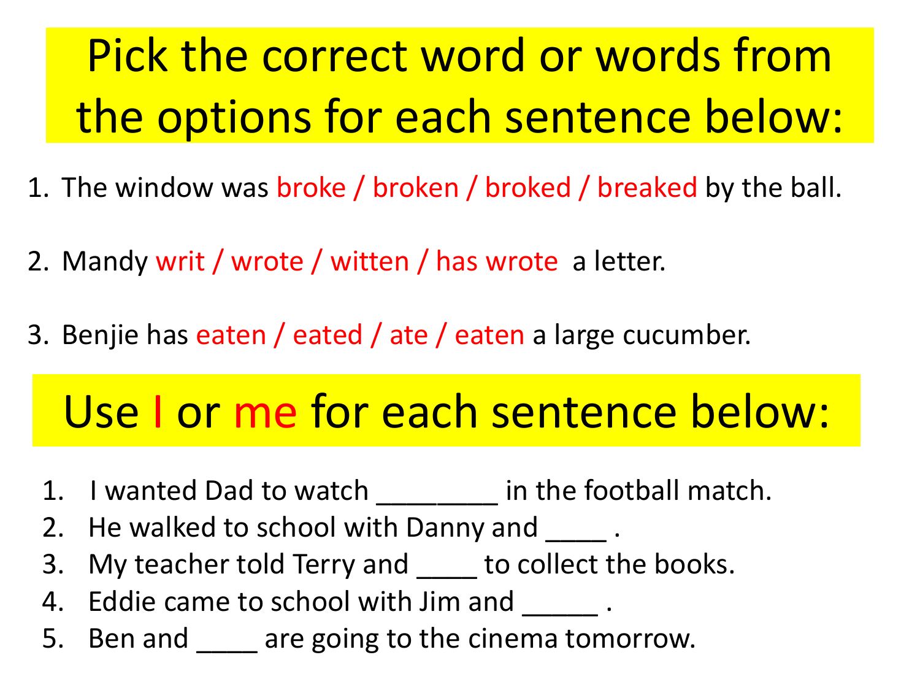# Pick the correct word or words from the options for each sentence below:

1. The window was broke / broken / broked / breaked by the ball.
2. Mandy writ / wrote / witten / has wrote a letter.
3. Benjie has eaten / eated / ate / eaten a large cucumber.

# Use I or me for each sentence below:

1. I wanted Dad to watch ________ in the football match.
2. He walked to school with Danny and ____ .
3. My teacher told Terry and ____ to collect the books.
4. Eddie came to school with Jim and _____ .
5. Ben and ____ are going to the cinema tomorrow.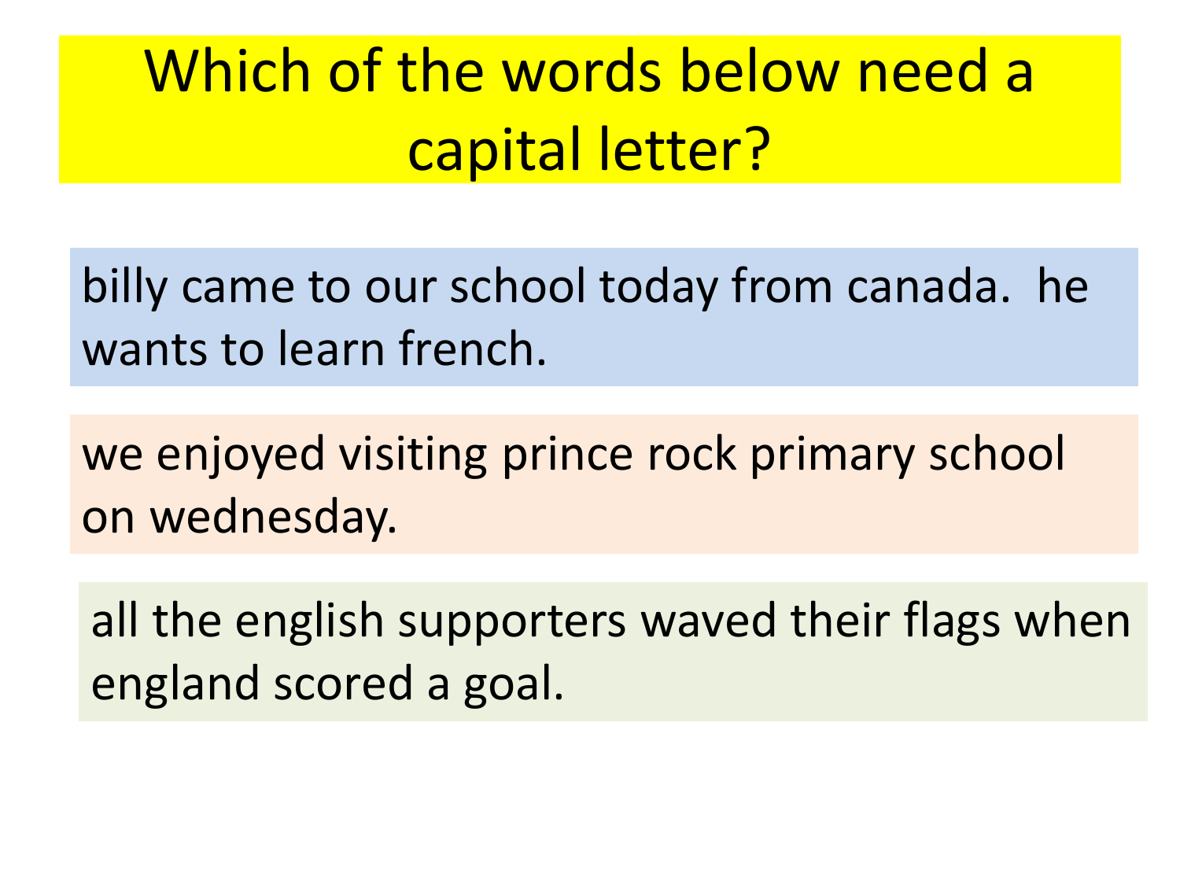# Which of the words below need a capital letter?

billy came to our school today from canada.  he wants to learn french.

we enjoyed visiting prince rock primary school on wednesday.

all the english supporters waved their flags when england scored a goal.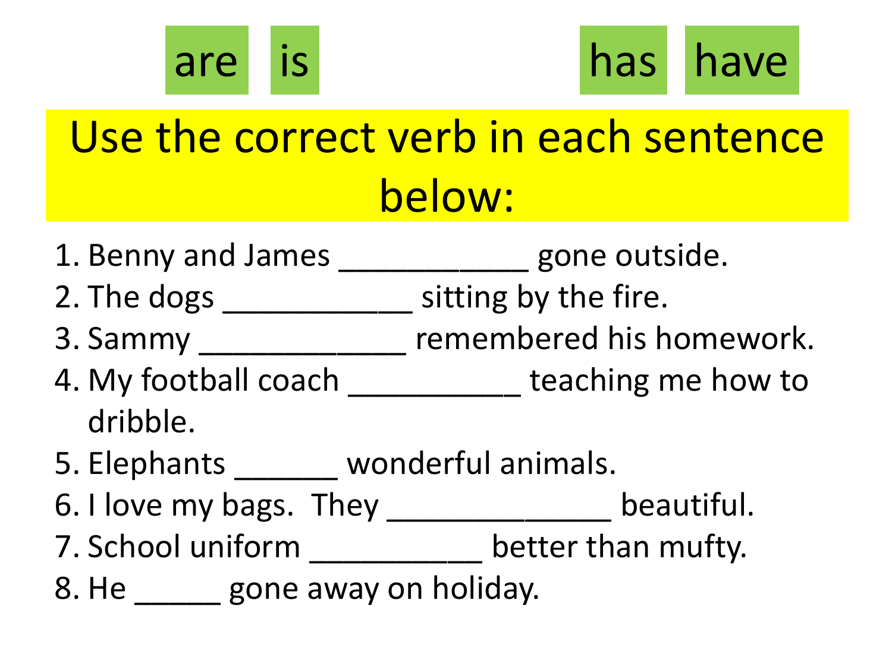are is has have

# Use the correct verb in each sentence below:

1. Benny and James ___________ gone outside.
2. The dogs ___________ sitting by the fire.
3. Sammy ____________ remembered his homework.
4. My football coach __________ teaching me how to dribble.
5. Elephants ______ wonderful animals.
6. I love my bags. They _____________ beautiful.
7. School uniform __________ better than mufty.
8. He _____ gone away on holiday.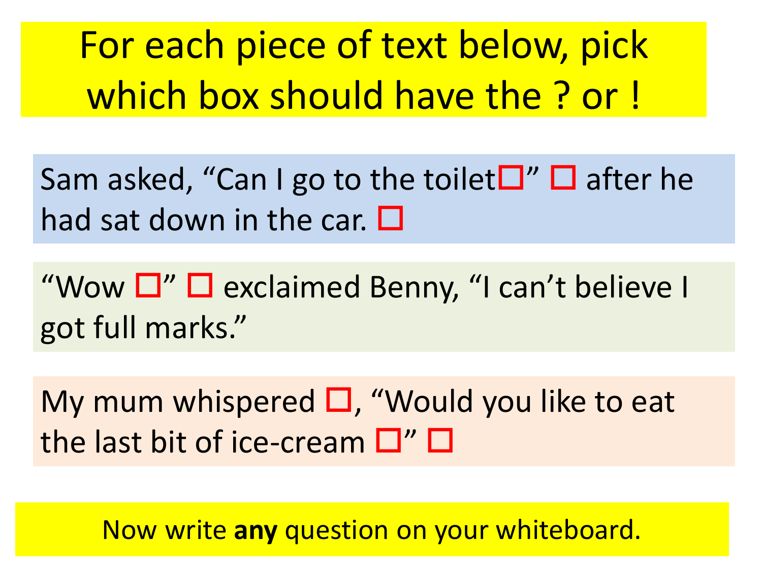# For each piece of text below, pick which box should have the ? or !

Sam asked, “Can I go to the toilet☐” ☐ after he had sat down in the car. ☐

“Wow ☐” ☐ exclaimed Benny, “I can’t believe I got full marks.”

My mum whispered ☐, “Would you like to eat the last bit of ice-cream ☐” ☐

Now write **any** question on your whiteboard.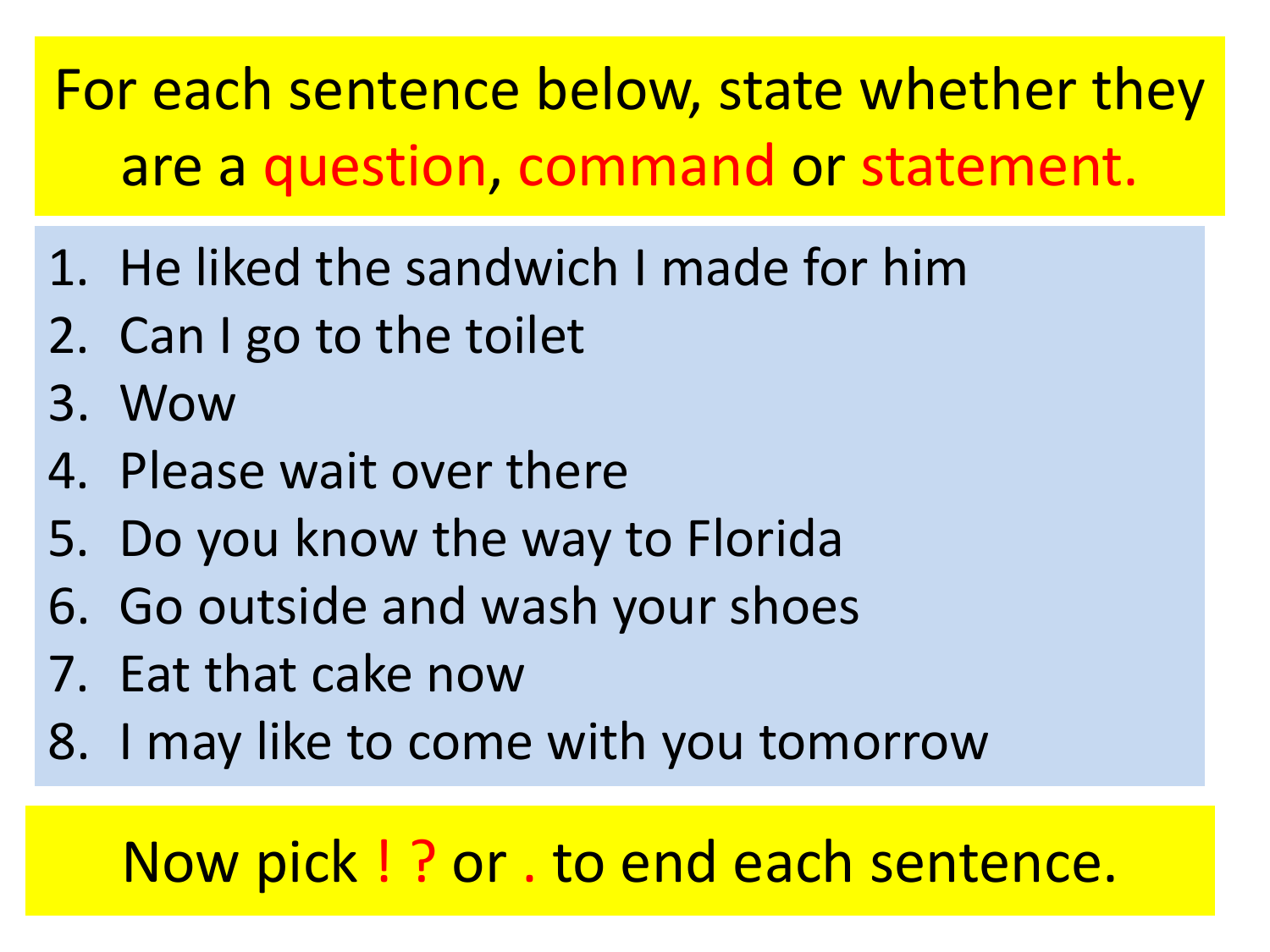For each sentence below, state whether they are a question, command or statement.

1. He liked the sandwich I made for him
2. Can I go to the toilet
3. Wow
4. Please wait over there
5. Do you know the way to Florida
6. Go outside and wash your shoes
7. Eat that cake now
8. I may like to come with you tomorrow

Now pick ! ? or . to end each sentence.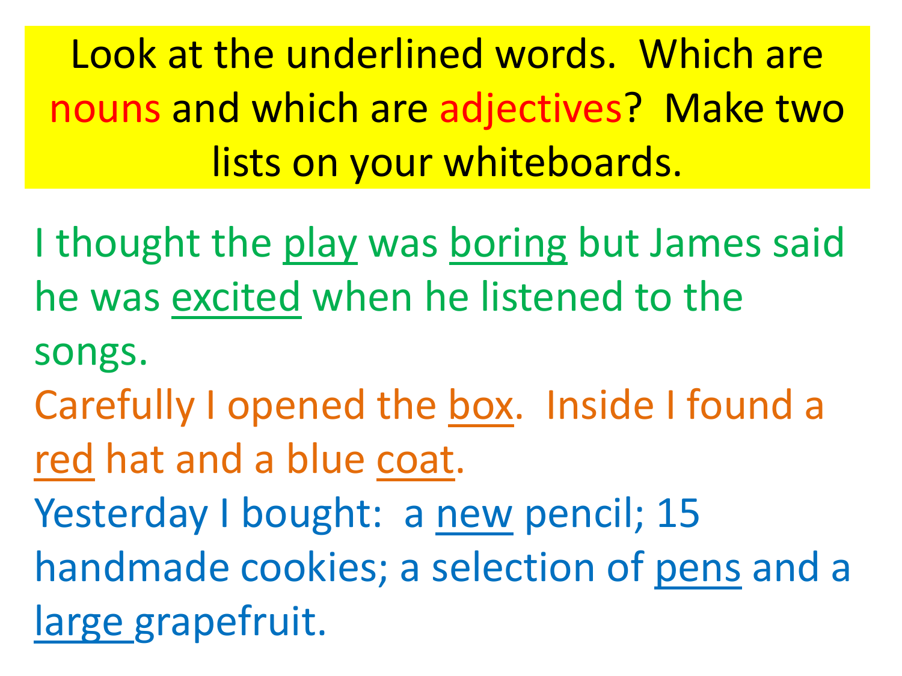**Look at the underlined words. Which are nouns and which are adjectives? Make two lists on your whiteboards.**

I thought the <u>play</u> was <u>boring</u> but James said he was <u>excited</u> when he listened to the songs.

Carefully I opened the <u>box</u>. Inside I found a <u>red</u> hat and a blue <u>coat</u>.

Yesterday I bought: a <u>new</u> pencil; 15 handmade cookies; a selection of <u>pens</u> and a <u>large</u> grapefruit.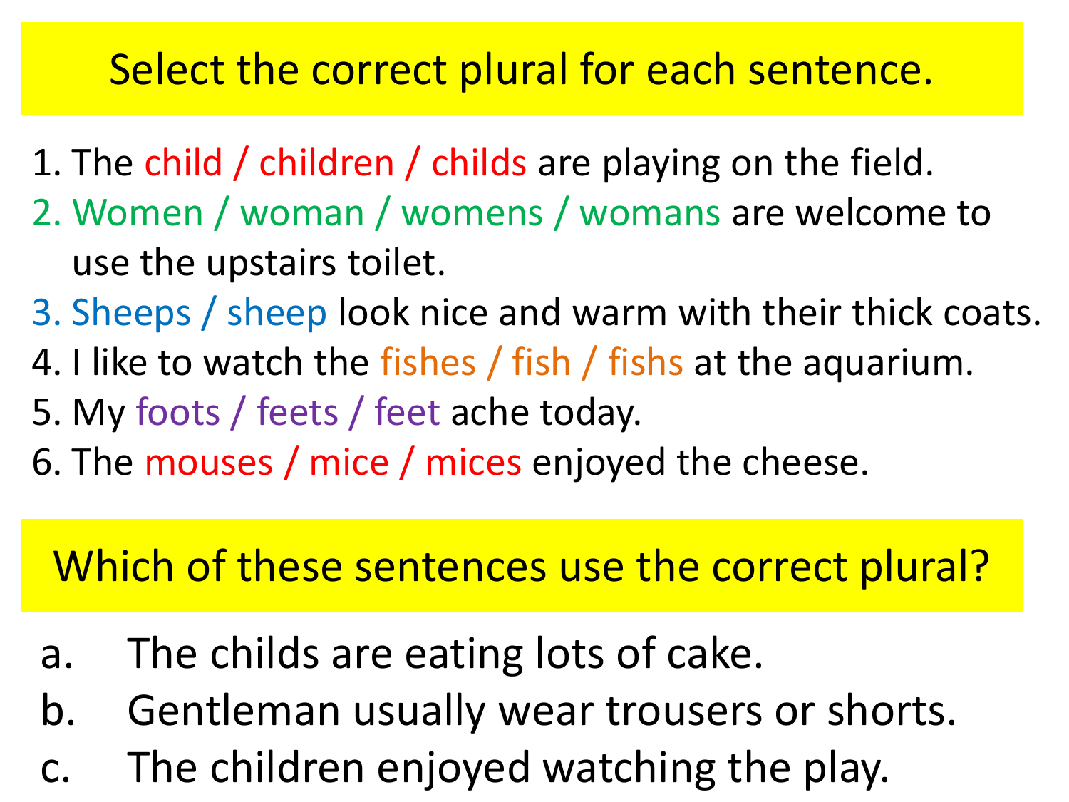## Select the correct plural for each sentence.

1. The child / children / childs are playing on the field.
2. Women / woman / womens / womans are welcome to use the upstairs toilet.
3. Sheeps / sheep look nice and warm with their thick coats.
4. I like to watch the fishes / fish / fishs at the aquarium.
5. My foots / feets / feet ache today.
6. The mouses / mice / mices enjoyed the cheese.

## Which of these sentences use the correct plural?

a. The childs are eating lots of cake.
b. Gentleman usually wear trousers or shorts.
c. The children enjoyed watching the play.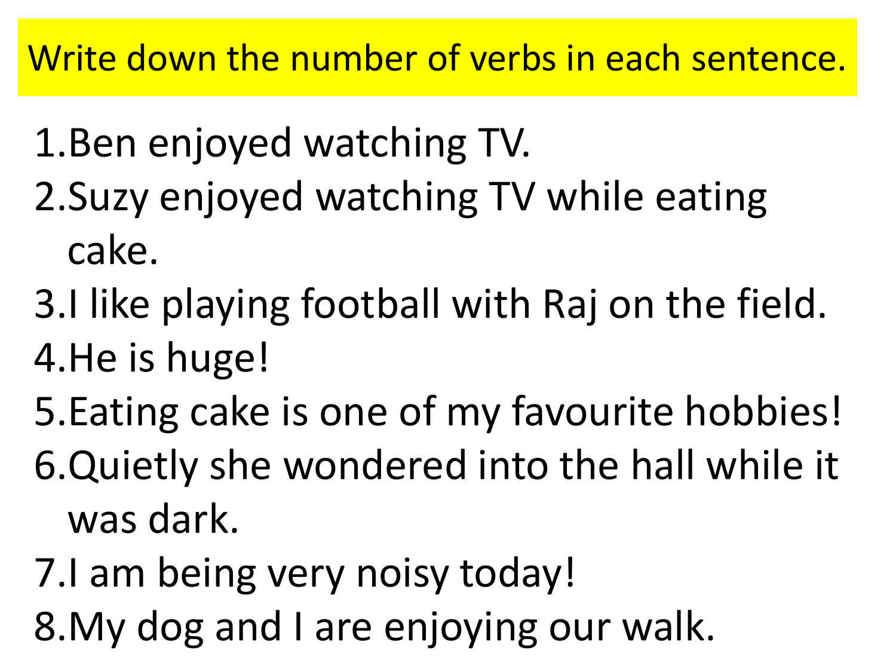Write down the number of verbs in each sentence.

1. Ben enjoyed watching TV.
2. Suzy enjoyed watching TV while eating cake.
3. I like playing football with Raj on the field.
4. He is huge!
5. Eating cake is one of my favourite hobbies!
6. Quietly she wondered into the hall while it was dark.
7. I am being very noisy today!
8. My dog and I are enjoying our walk.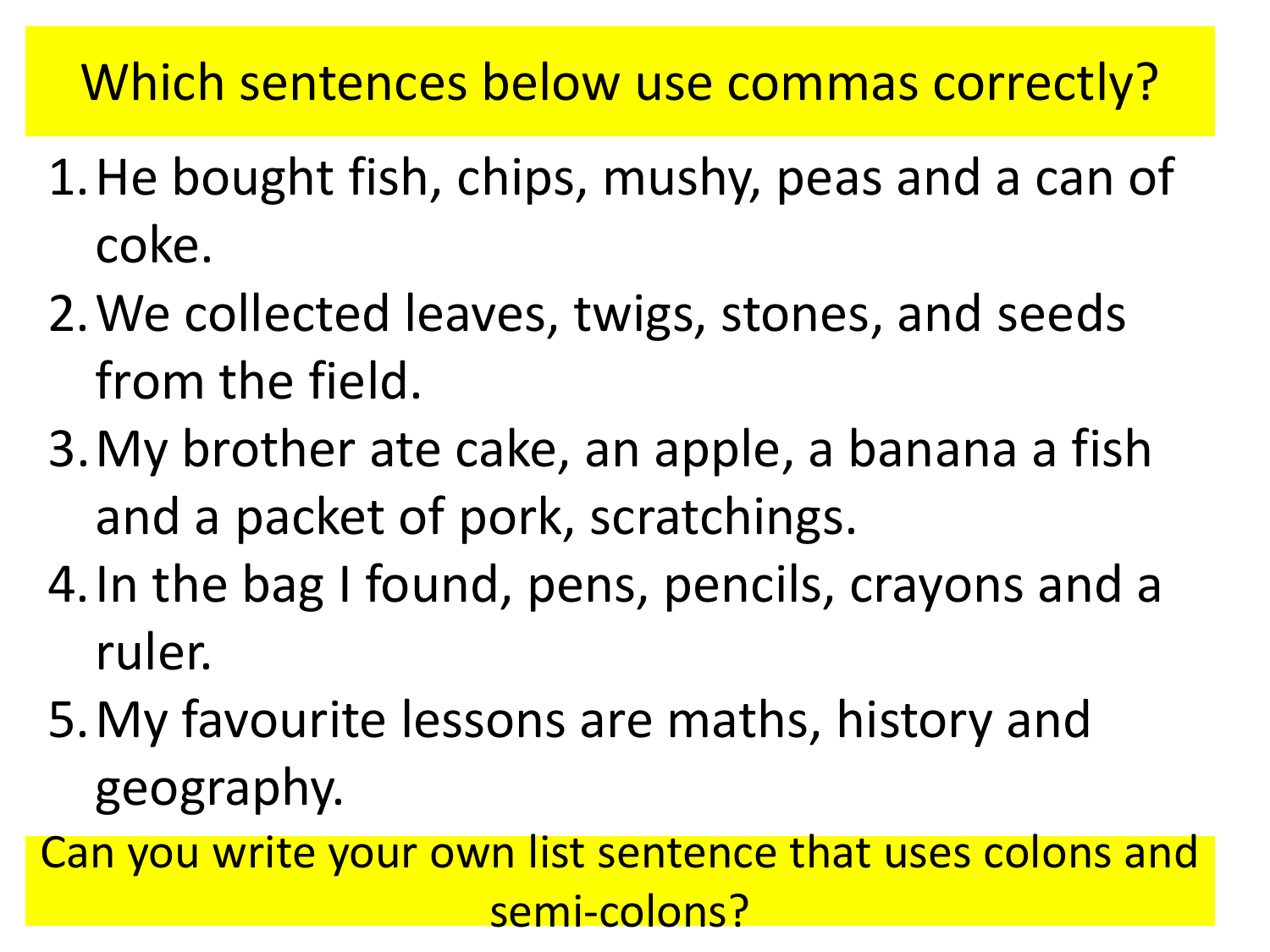# Which sentences below use commas correctly?

1. He bought fish, chips, mushy, peas and a can of coke.
2. We collected leaves, twigs, stones, and seeds from the field.
3. My brother ate cake, an apple, a banana a fish and a packet of pork, scratchings.
4. In the bag I found, pens, pencils, crayons and a ruler.
5. My favourite lessons are maths, history and geography.

Can you write your own list sentence that uses colons and semi-colons?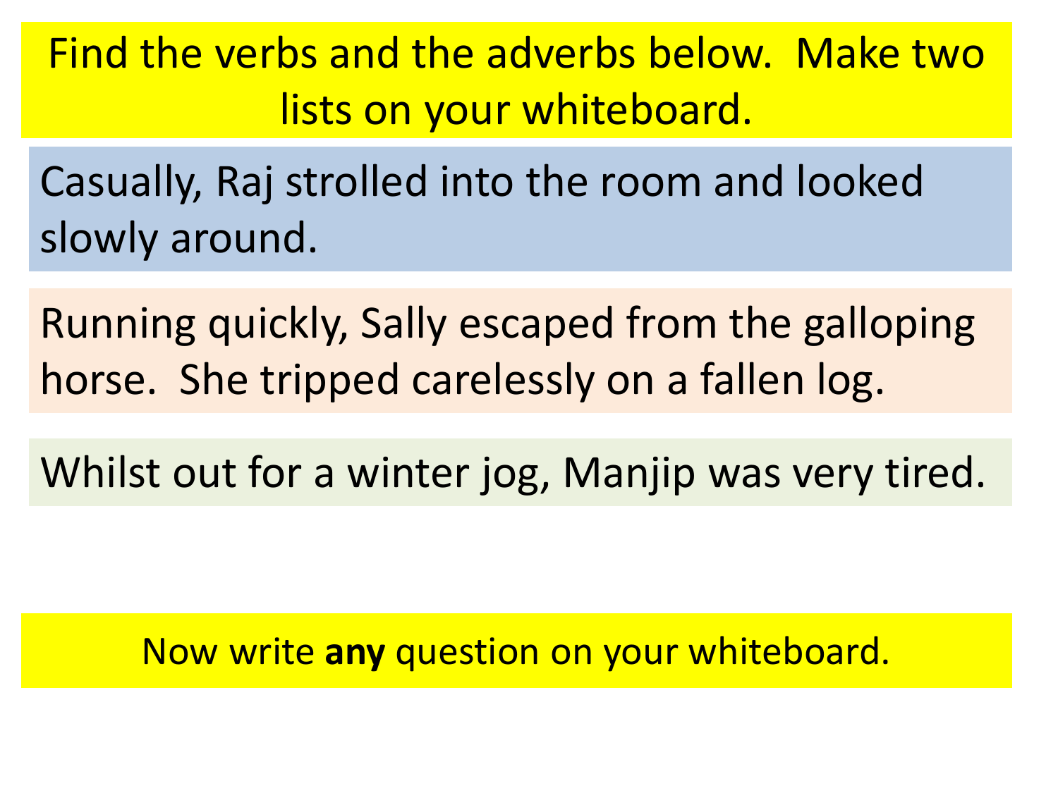Find the verbs and the adverbs below. Make two lists on your whiteboard.

Casually, Raj strolled into the room and looked slowly around.

Running quickly, Sally escaped from the galloping horse. She tripped carelessly on a fallen log.

Whilst out for a winter jog, Manjip was very tired.

Now write **any** question on your whiteboard.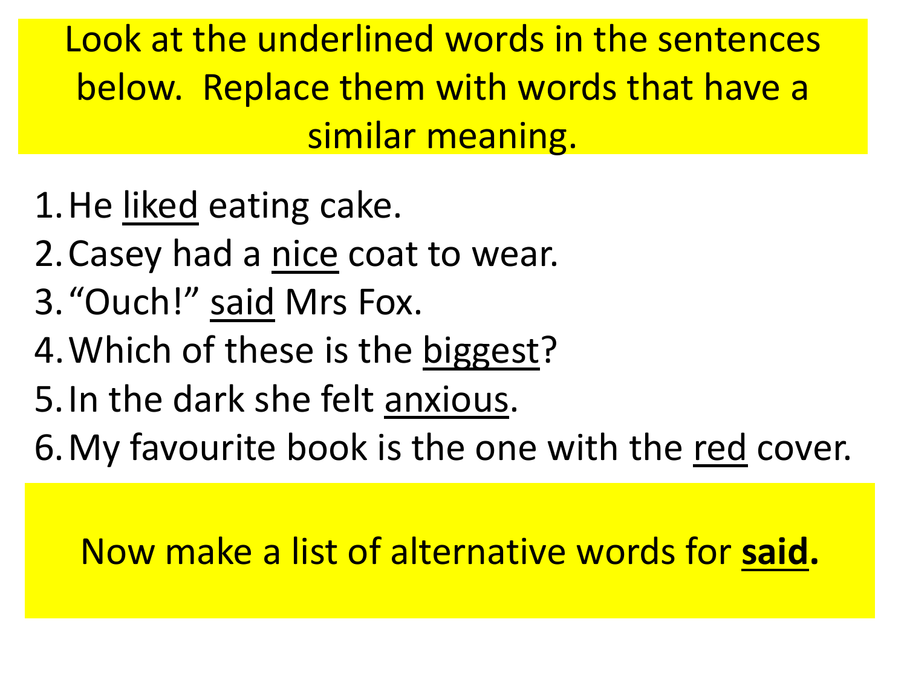Look at the underlined words in the sentences below. Replace them with words that have a similar meaning.

1. He <u>liked</u> eating cake.
2. Casey had a <u>nice</u> coat to wear.
3. "Ouch!" <u>said</u> Mrs Fox.
4. Which of these is the <u>biggest</u>?
5. In the dark she felt <u>anxious</u>.
6. My favourite book is the one with the <u>red</u> cover.

Now make a list of alternative words for **<u>said</u>.**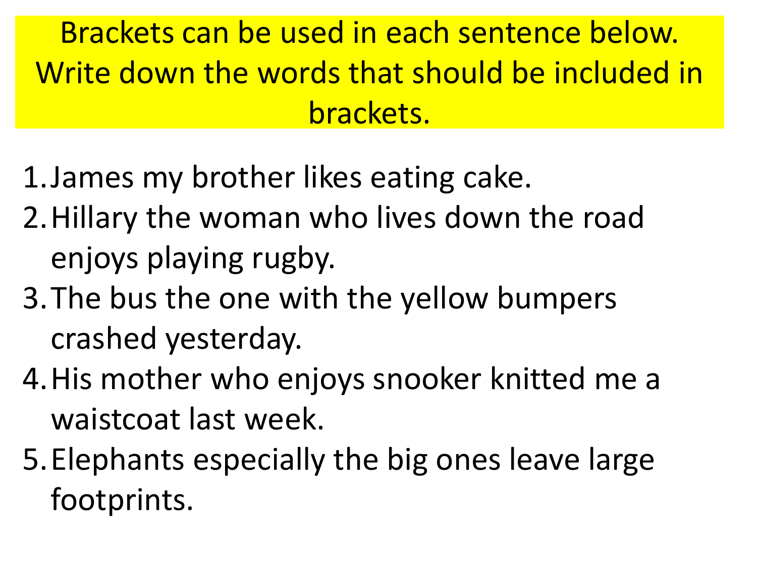Brackets can be used in each sentence below. Write down the words that should be included in brackets.

1. James my brother likes eating cake.
2. Hillary the woman who lives down the road enjoys playing rugby.
3. The bus the one with the yellow bumpers crashed yesterday.
4. His mother who enjoys snooker knitted me a waistcoat last week.
5. Elephants especially the big ones leave large footprints.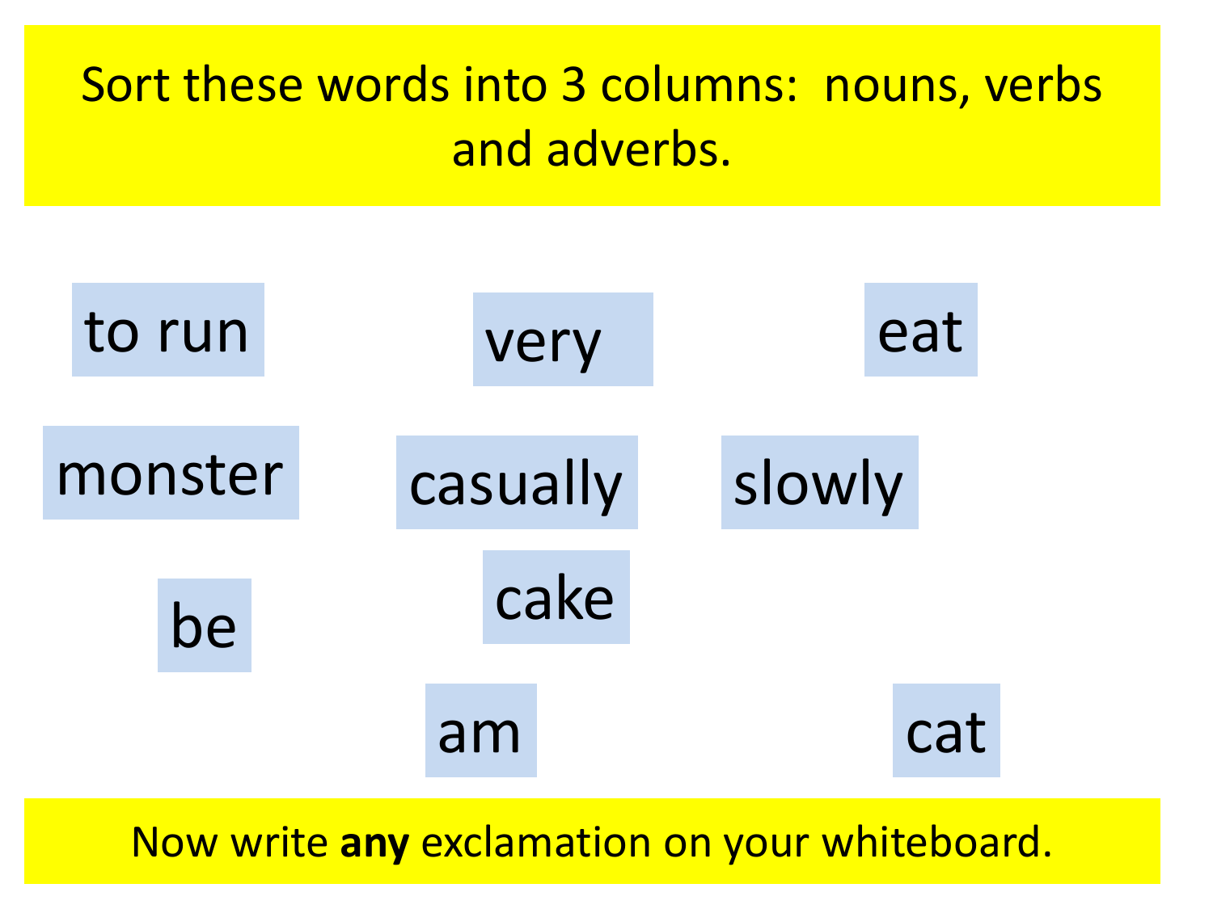Sort these words into 3 columns: nouns, verbs and adverbs.

to run

very

eat

monster

casually

slowly

be

cake

am

cat

Now write **any** exclamation on your whiteboard.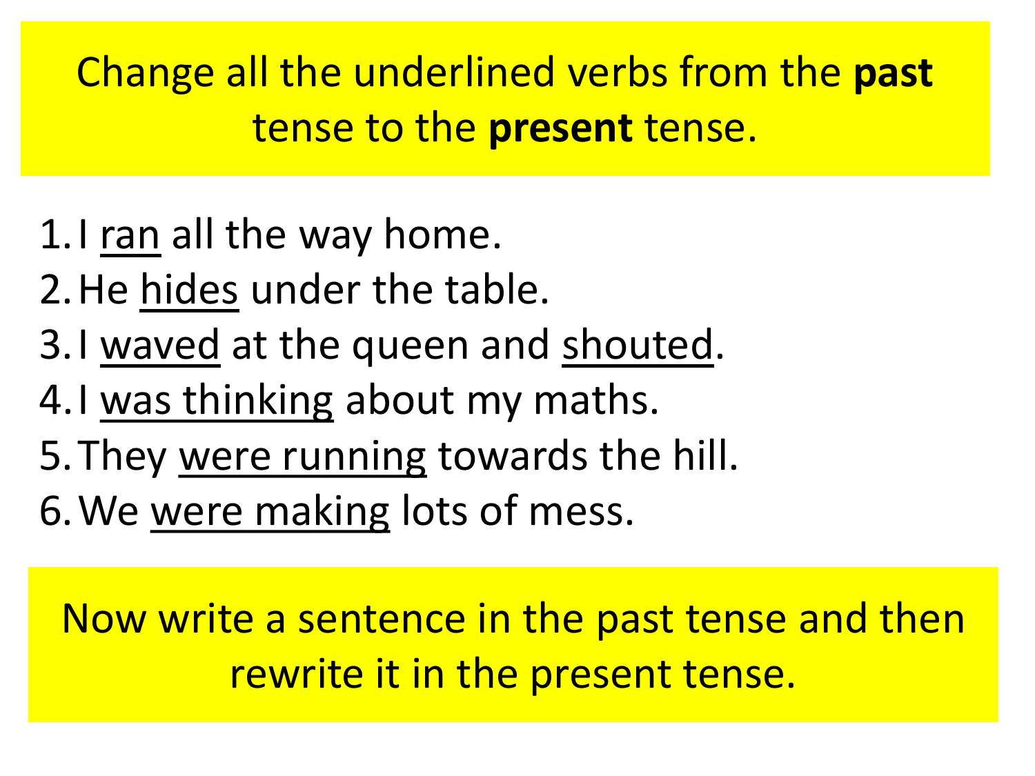Change all the underlined verbs from the **past** tense to the **present** tense.

1. I <u>ran</u> all the way home.
2. He <u>hides</u> under the table.
3. I <u>waved</u> at the queen and <u>shouted</u>.
4. I <u>was thinking</u> about my maths.
5. They <u>were running</u> towards the hill.
6. We <u>were making</u> lots of mess.

Now write a sentence in the past tense and then rewrite it in the present tense.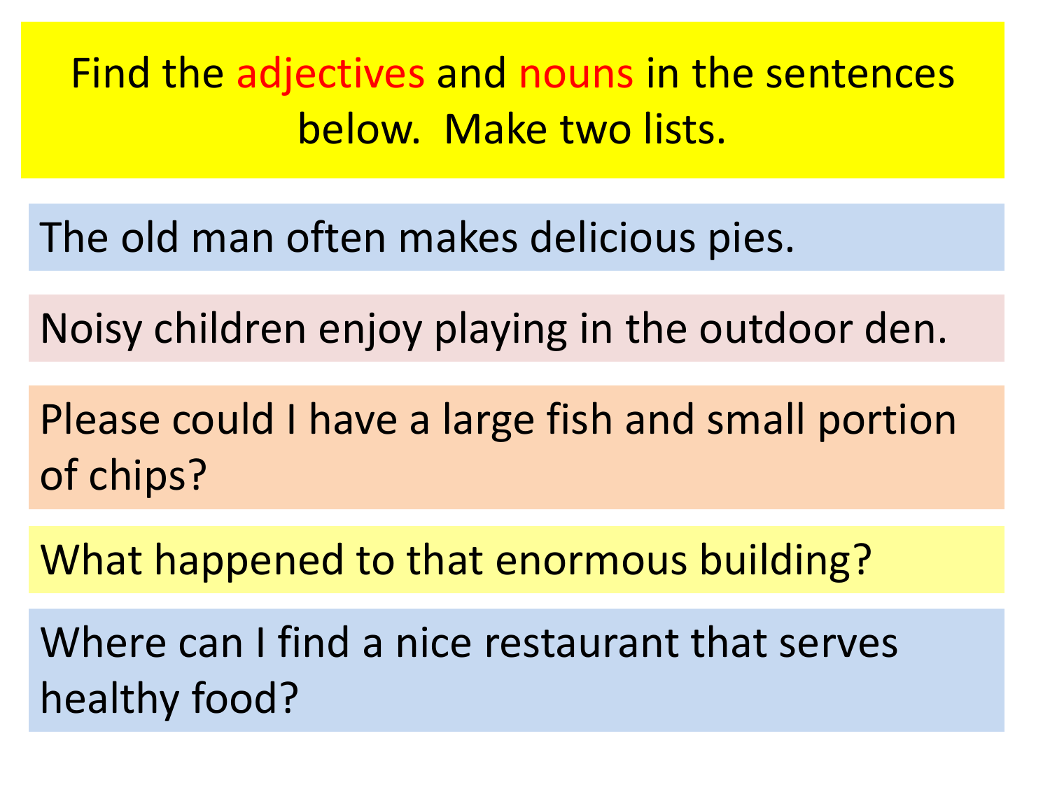Find the adjectives and nouns in the sentences below. Make two lists.

The old man often makes delicious pies.

Noisy children enjoy playing in the outdoor den.

Please could I have a large fish and small portion of chips?

What happened to that enormous building?

Where can I find a nice restaurant that serves healthy food?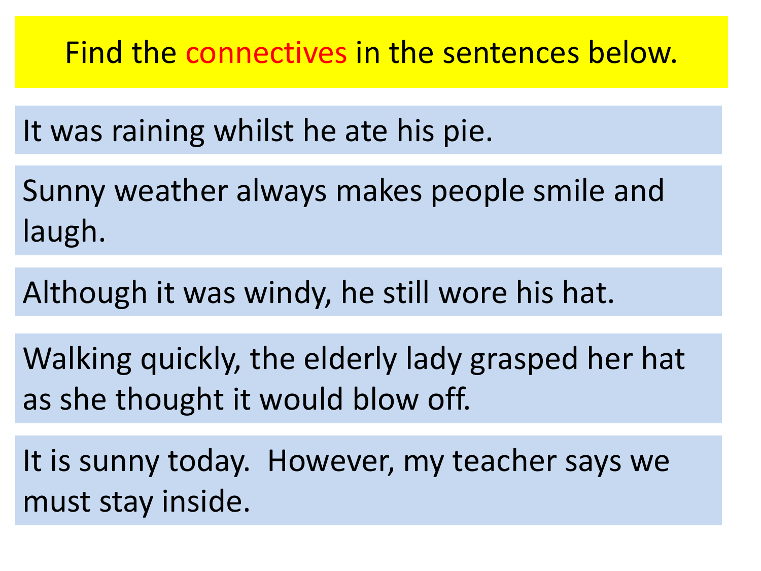# Find the connectives in the sentences below.

It was raining whilst he ate his pie.

Sunny weather always makes people smile and laugh.

Although it was windy, he still wore his hat.

Walking quickly, the elderly lady grasped her hat as she thought it would blow off.

It is sunny today.  However, my teacher says we must stay inside.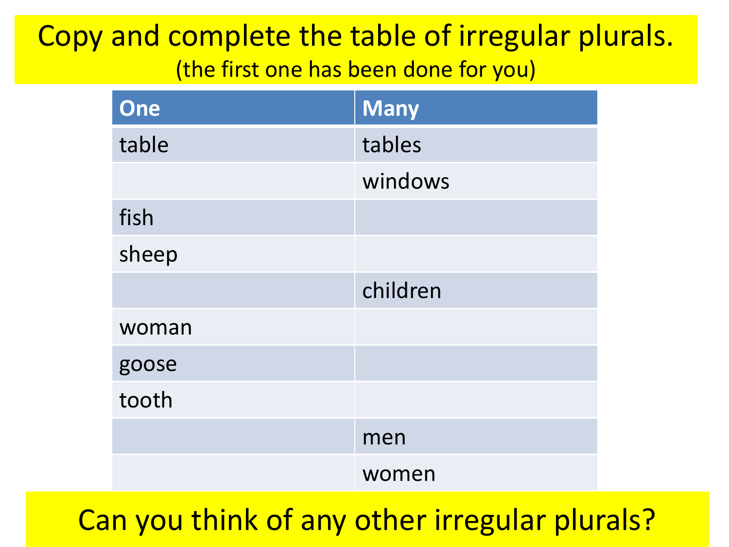# Copy and complete the table of irregular plurals.

(the first one has been done for you)

| One | Many |
| --- | --- |
| table | tables |
| | windows |
| fish | |
| sheep | |
| | children |
| woman | |
| goose | |
| tooth | |
| | men |
| | women |

## Can you think of any other irregular plurals?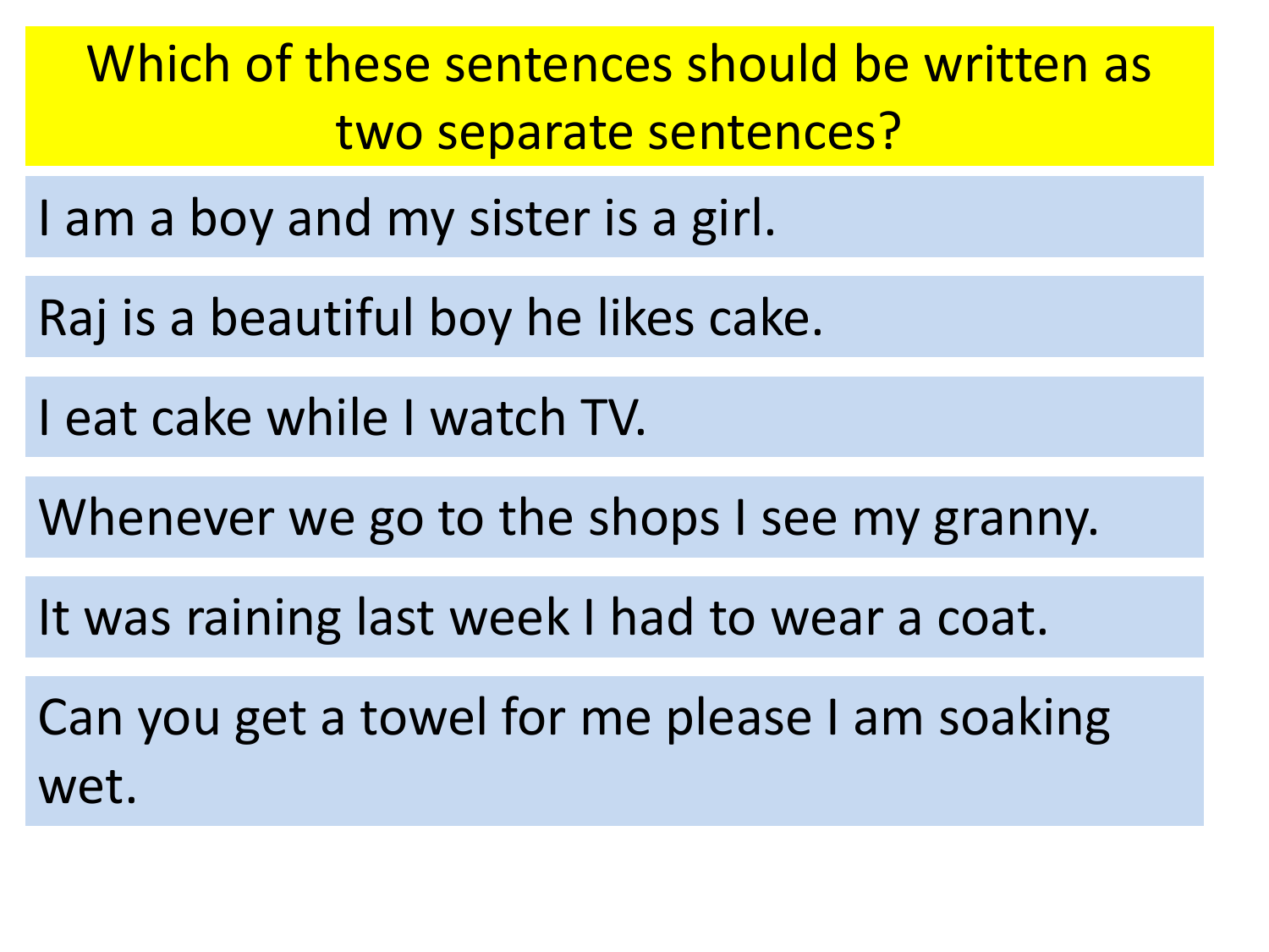# Which of these sentences should be written as two separate sentences?

I am a boy and my sister is a girl.

Raj is a beautiful boy he likes cake.

I eat cake while I watch TV.

Whenever we go to the shops I see my granny.

It was raining last week I had to wear a coat.

Can you get a towel for me please I am soaking wet.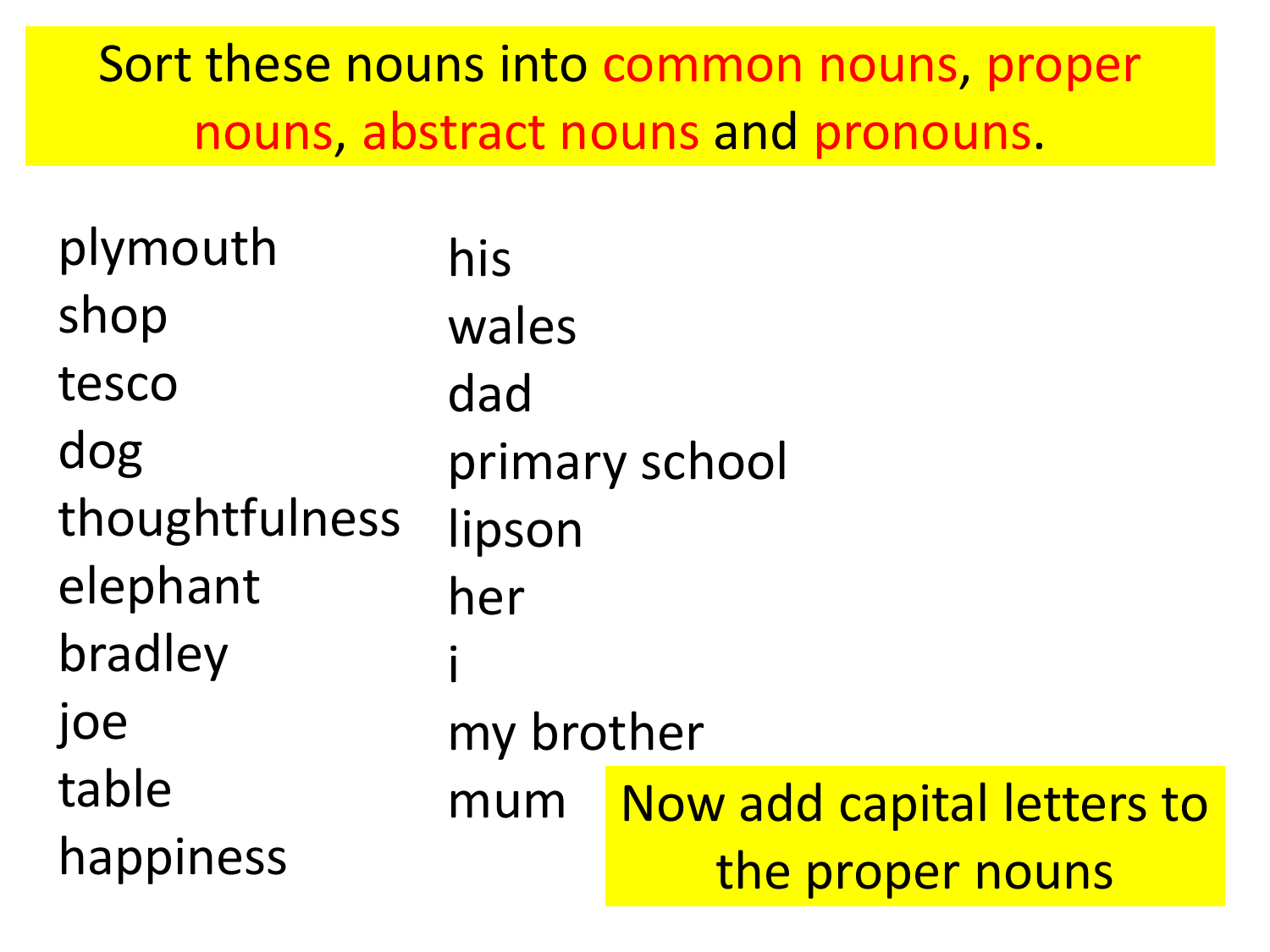Sort these nouns into common nouns, proper nouns, abstract nouns and pronouns.

plymouth
shop
tesco
dog
thoughtfulness
elephant
bradley
joe
table
happiness

his
wales
dad
primary school
lipson
her
i
my brother
mum

Now add capital letters to the proper nouns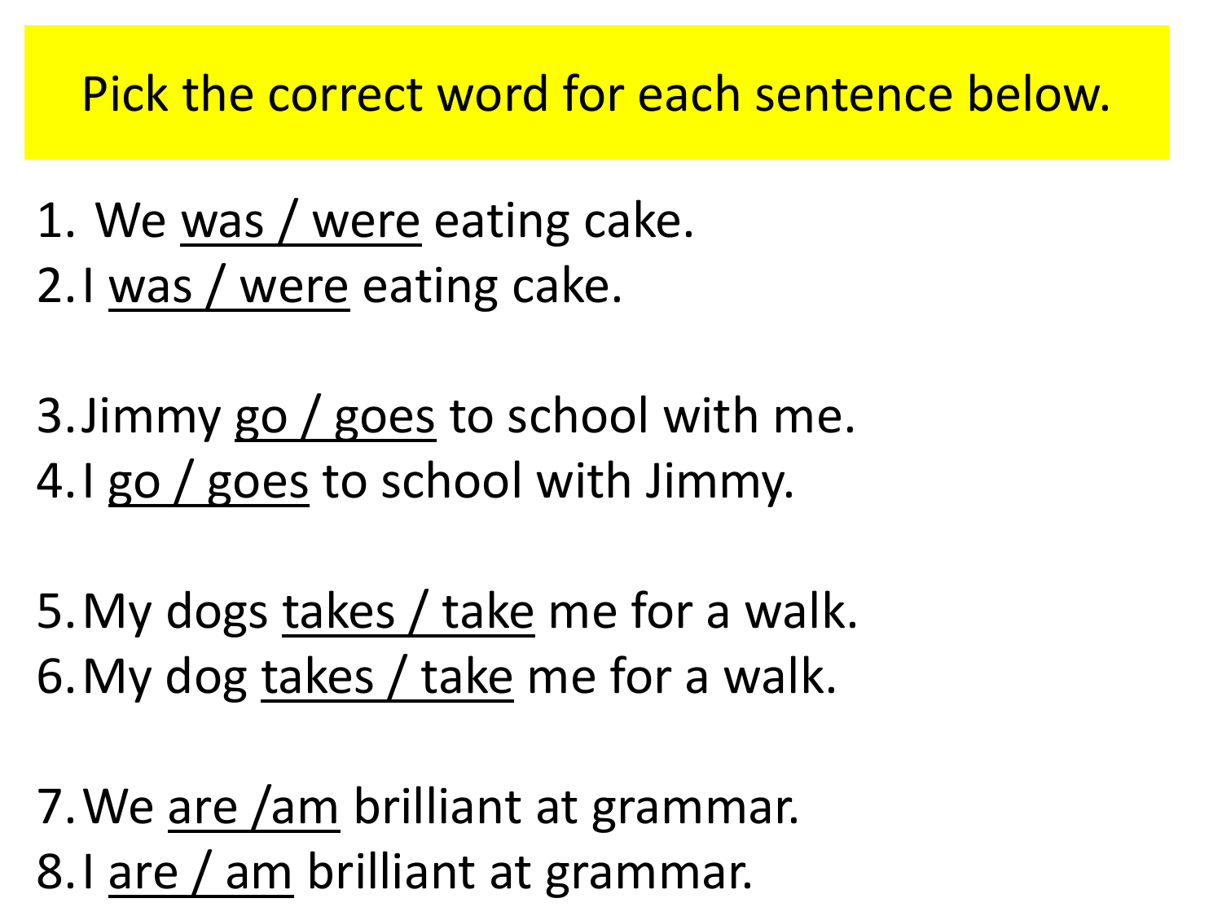# Pick the correct word for each sentence below.

1. We was / were eating cake.
2. I was / were eating cake.

3. Jimmy go / goes to school with me.
4. I go / goes to school with Jimmy.

5. My dogs takes / take me for a walk.
6. My dog takes / take me for a walk.

7. We are /am brilliant at grammar.
8. I are / am brilliant at grammar.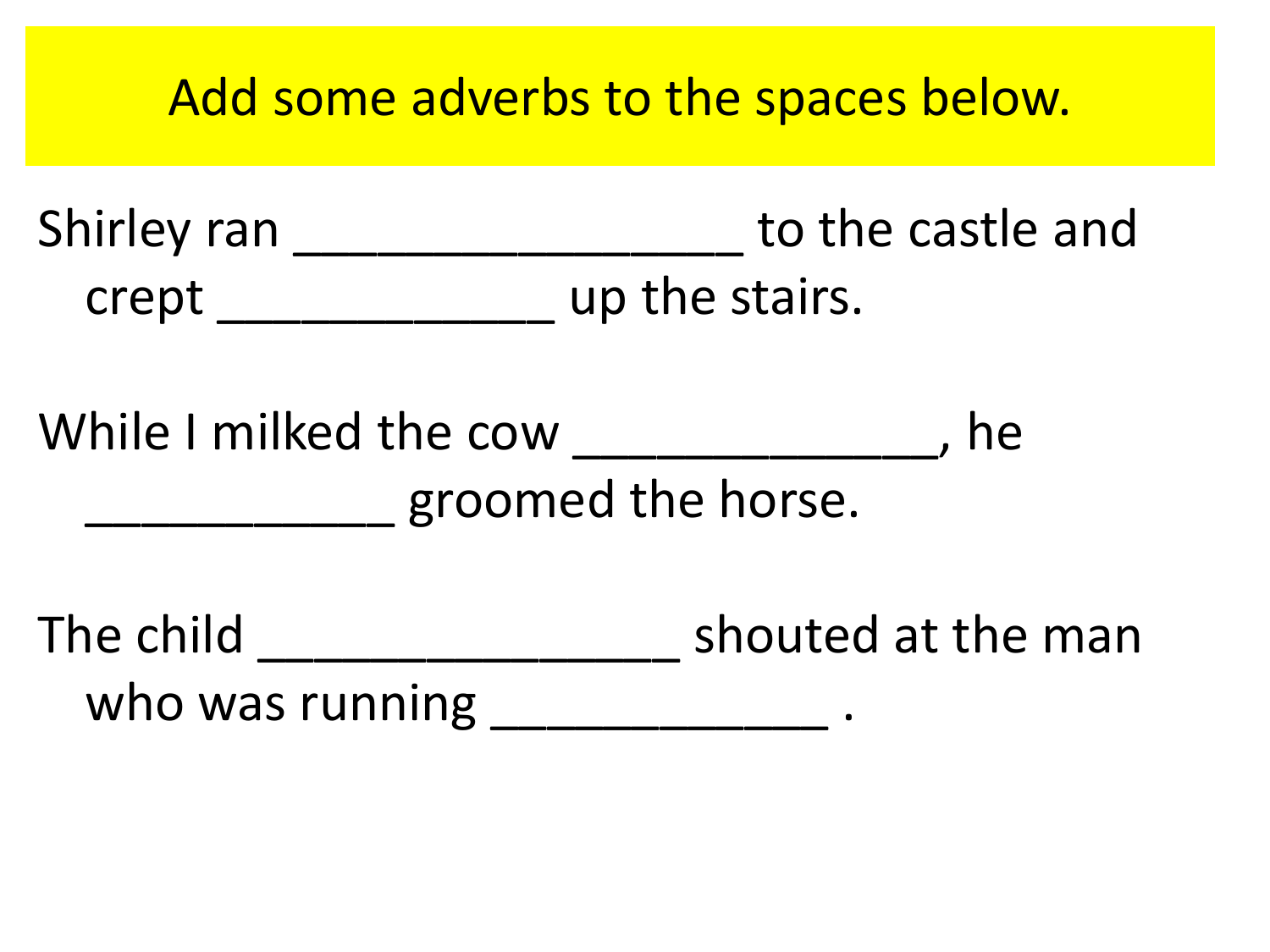# Add some adverbs to the spaces below.

Shirley ran _________________ to the castle and crept _____________ up the stairs.

While I milked the cow ______________, he ____________ groomed the horse.

The child ________________ shouted at the man who was running _____________ .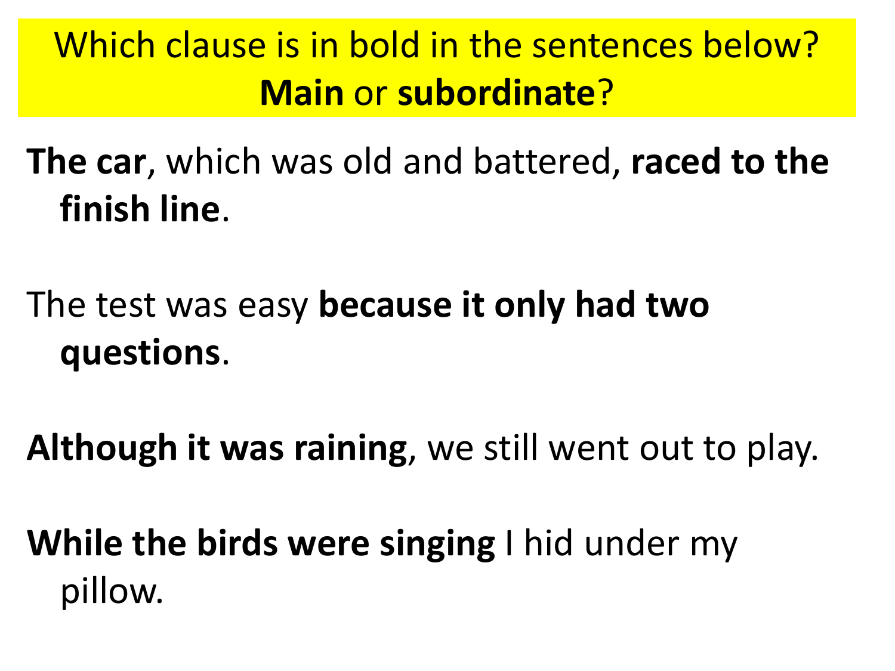Which clause is in bold in the sentences below? **Main** or **subordinate**?

**The car**, which was old and battered, **raced to the finish line**.

The test was easy **because it only had two questions**.

**Although it was raining**, we still went out to play.

**While the birds were singing** I hid under my pillow.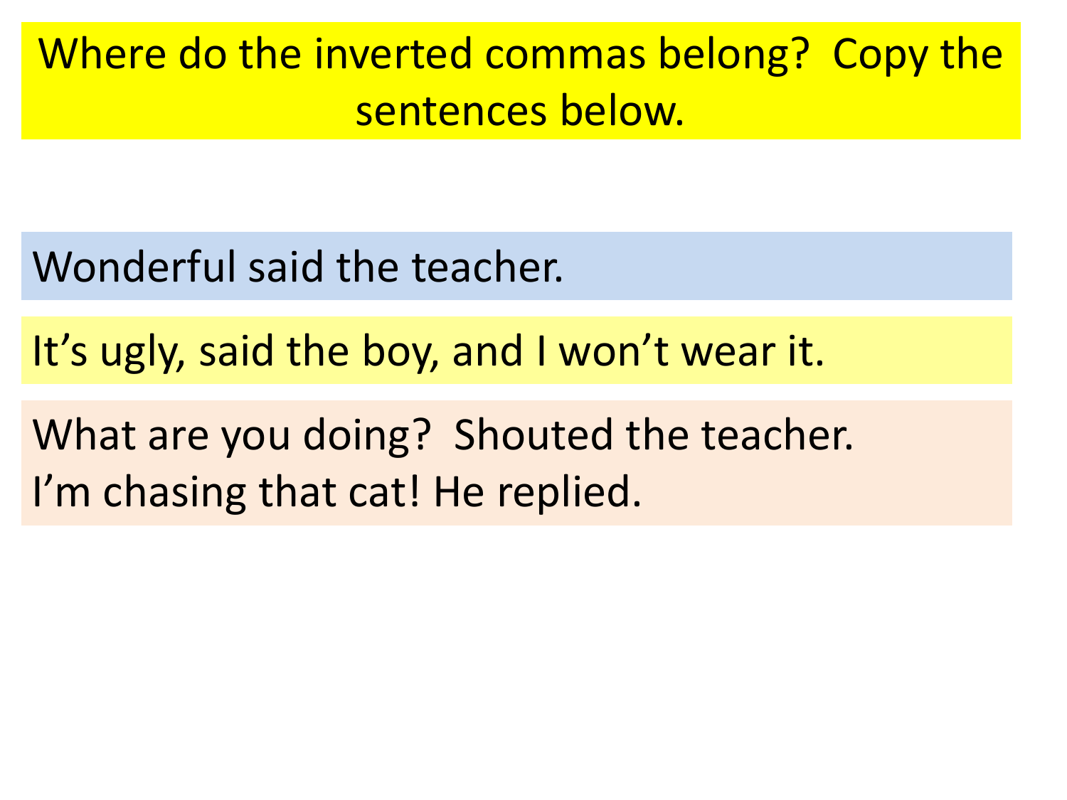Where do the inverted commas belong? Copy the sentences below.

Wonderful said the teacher.

It’s ugly, said the boy, and I won’t wear it.

What are you doing? Shouted the teacher.
I’m chasing that cat! He replied.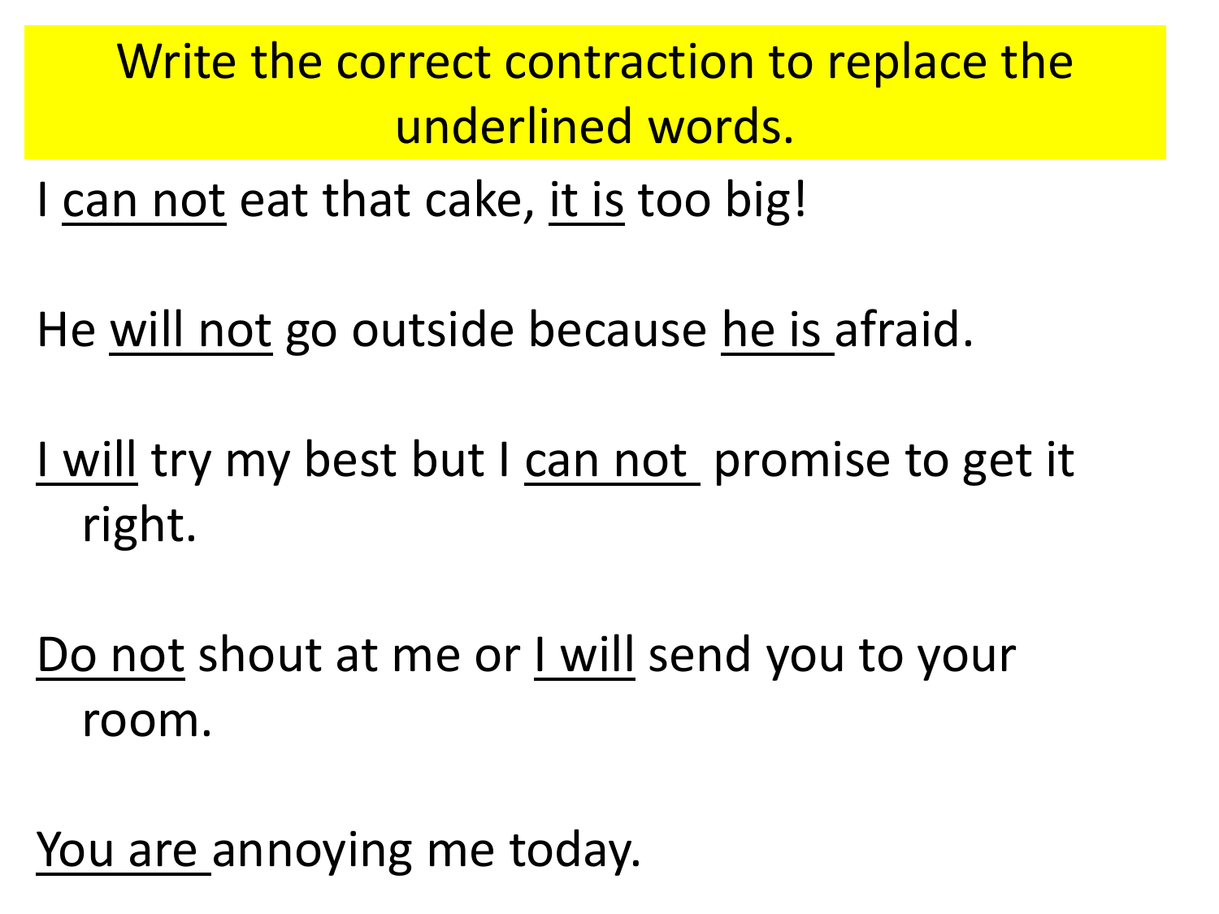# Write the correct contraction to replace the underlined words.

I <u>can not</u> eat that cake, <u>it is</u> too big!

He <u>will not</u> go outside because <u>he is</u> afraid.

<u>I will</u> try my best but I <u>can not</u> promise to get it right.

<u>Do not</u> shout at me or <u>I will</u> send you to your room.

<u>You are</u> annoying me today.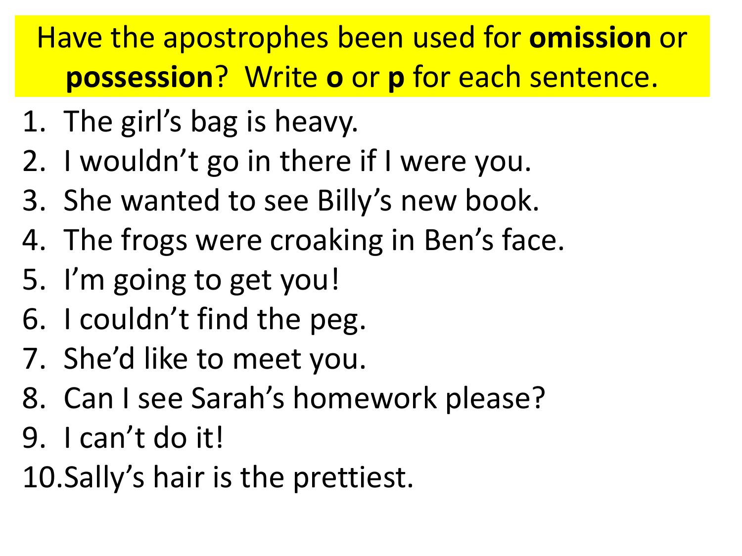Have the apostrophes been used for **omission** or **possession**? Write **o** or **p** for each sentence.

1. The girl's bag is heavy.
2. I wouldn't go in there if I were you.
3. She wanted to see Billy's new book.
4. The frogs were croaking in Ben's face.
5. I'm going to get you!
6. I couldn't find the peg.
7. She'd like to meet you.
8. Can I see Sarah's homework please?
9. I can't do it!
10. Sally's hair is the prettiest.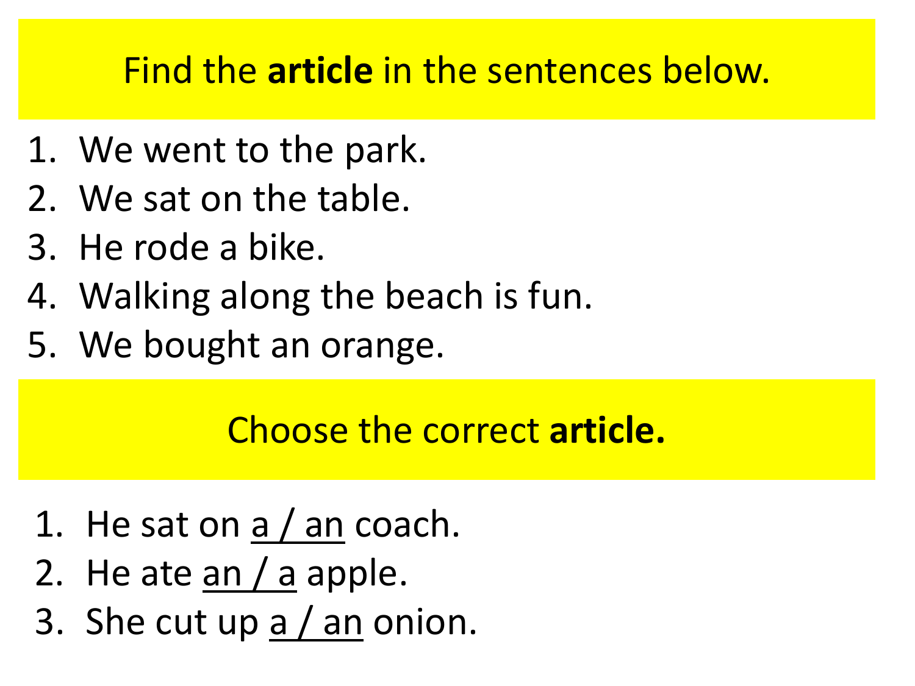## Find the **article** in the sentences below.

1. We went to the park.
2. We sat on the table.
3. He rode a bike.
4. Walking along the beach is fun.
5. We bought an orange.

## Choose the correct **article.**

1. He sat on a / an coach.
2. He ate an / a apple.
3. She cut up a / an onion.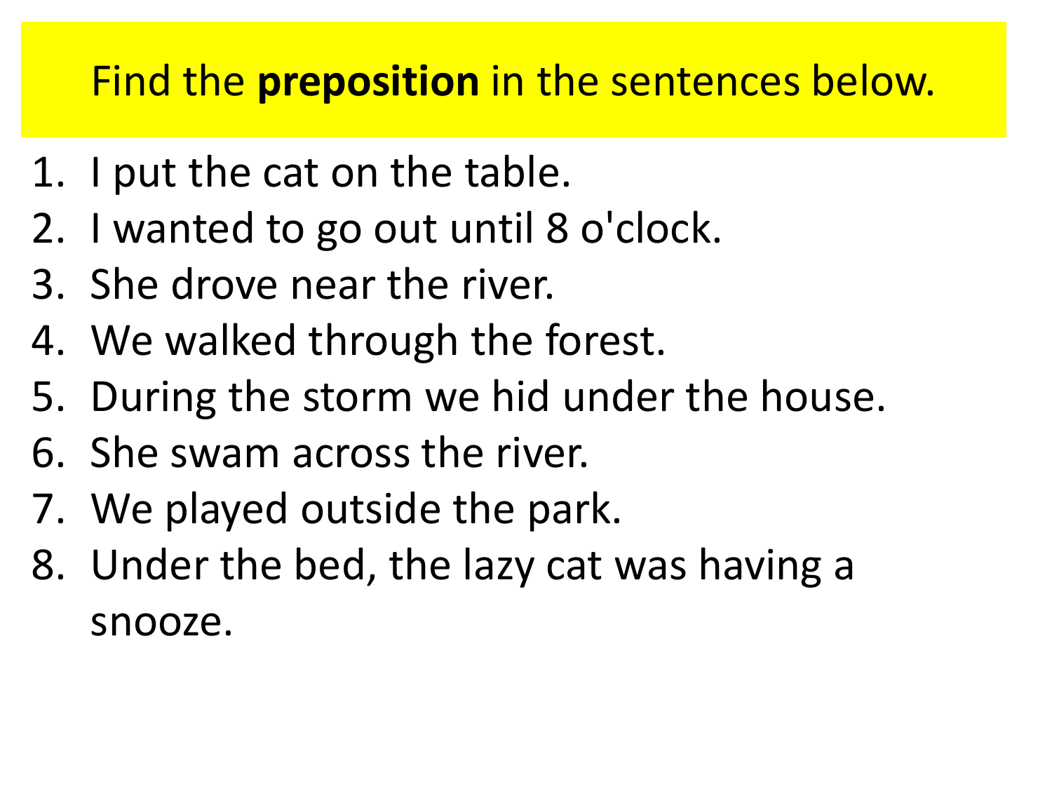Find the **preposition** in the sentences below.

1. I put the cat on the table.
2. I wanted to go out until 8 o'clock.
3. She drove near the river.
4. We walked through the forest.
5. During the storm we hid under the house.
6. She swam across the river.
7. We played outside the park.
8. Under the bed, the lazy cat was having a snooze.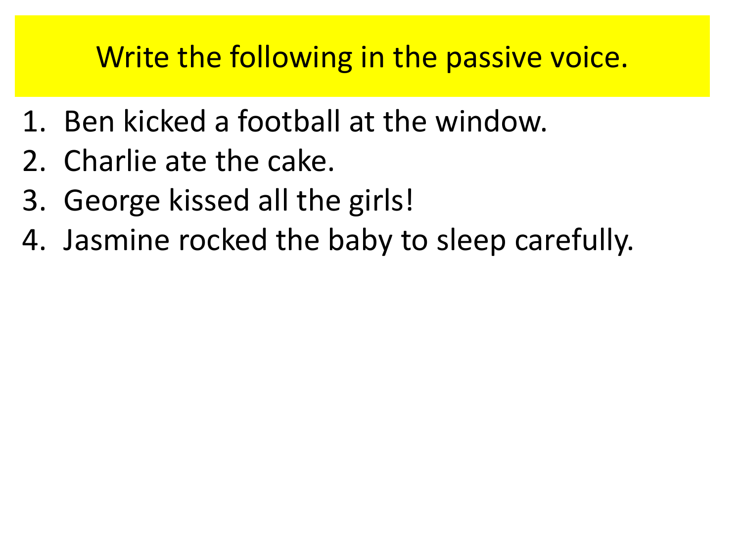# Write the following in the passive voice.

1. Ben kicked a football at the window.
2. Charlie ate the cake.
3. George kissed all the girls!
4. Jasmine rocked the baby to sleep carefully.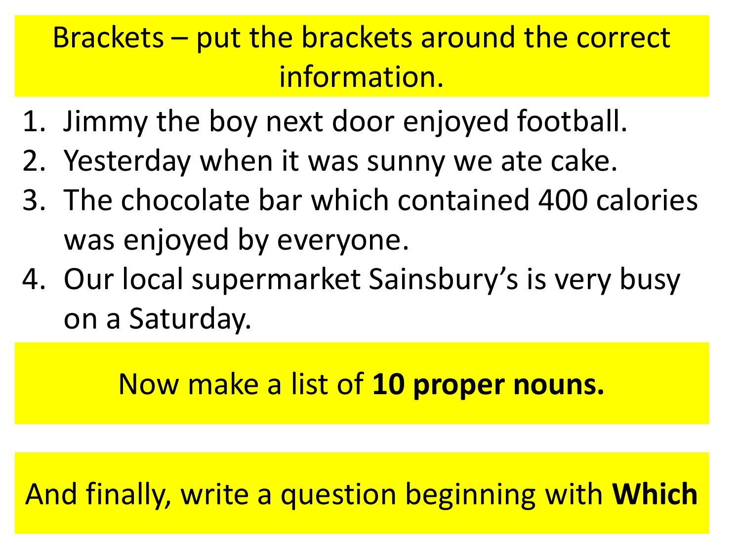Brackets – put the brackets around the correct information.

1. Jimmy the boy next door enjoyed football.
2. Yesterday when it was sunny we ate cake.
3. The chocolate bar which contained 400 calories was enjoyed by everyone.
4. Our local supermarket Sainsbury's is very busy on a Saturday.

Now make a list of **10 proper nouns.**

And finally, write a question beginning with **Which**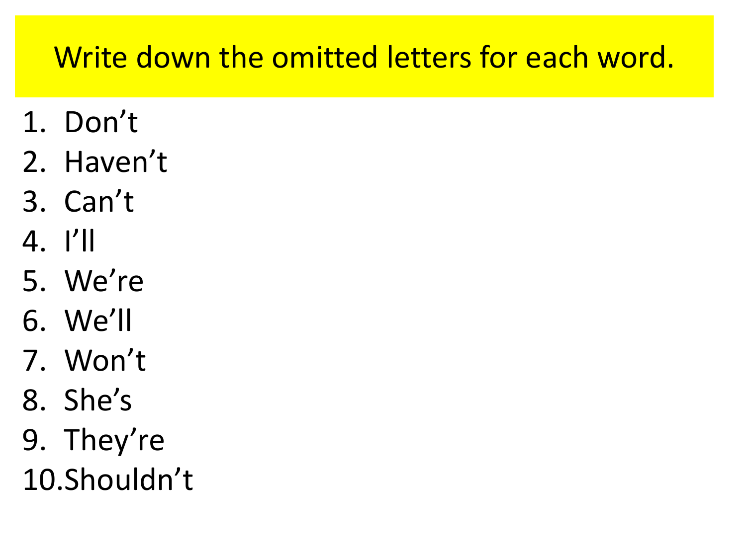## Write down the omitted letters for each word.

1. Don’t
2. Haven’t
3. Can’t
4. I’ll
5. We’re
6. We’ll
7. Won’t
8. She’s
9. They’re
10. Shouldn’t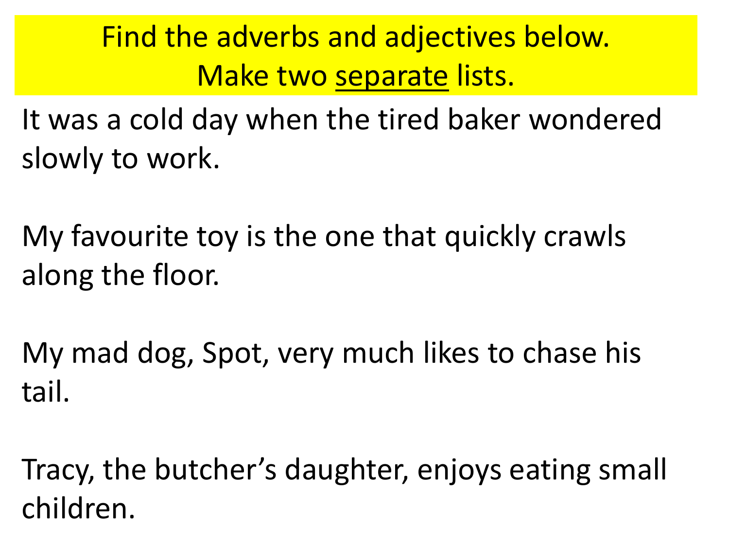Find the adverbs and adjectives below.
Make two separate lists.

It was a cold day when the tired baker wondered slowly to work.

My favourite toy is the one that quickly crawls along the floor.

My mad dog, Spot, very much likes to chase his tail.

Tracy, the butcher's daughter, enjoys eating small children.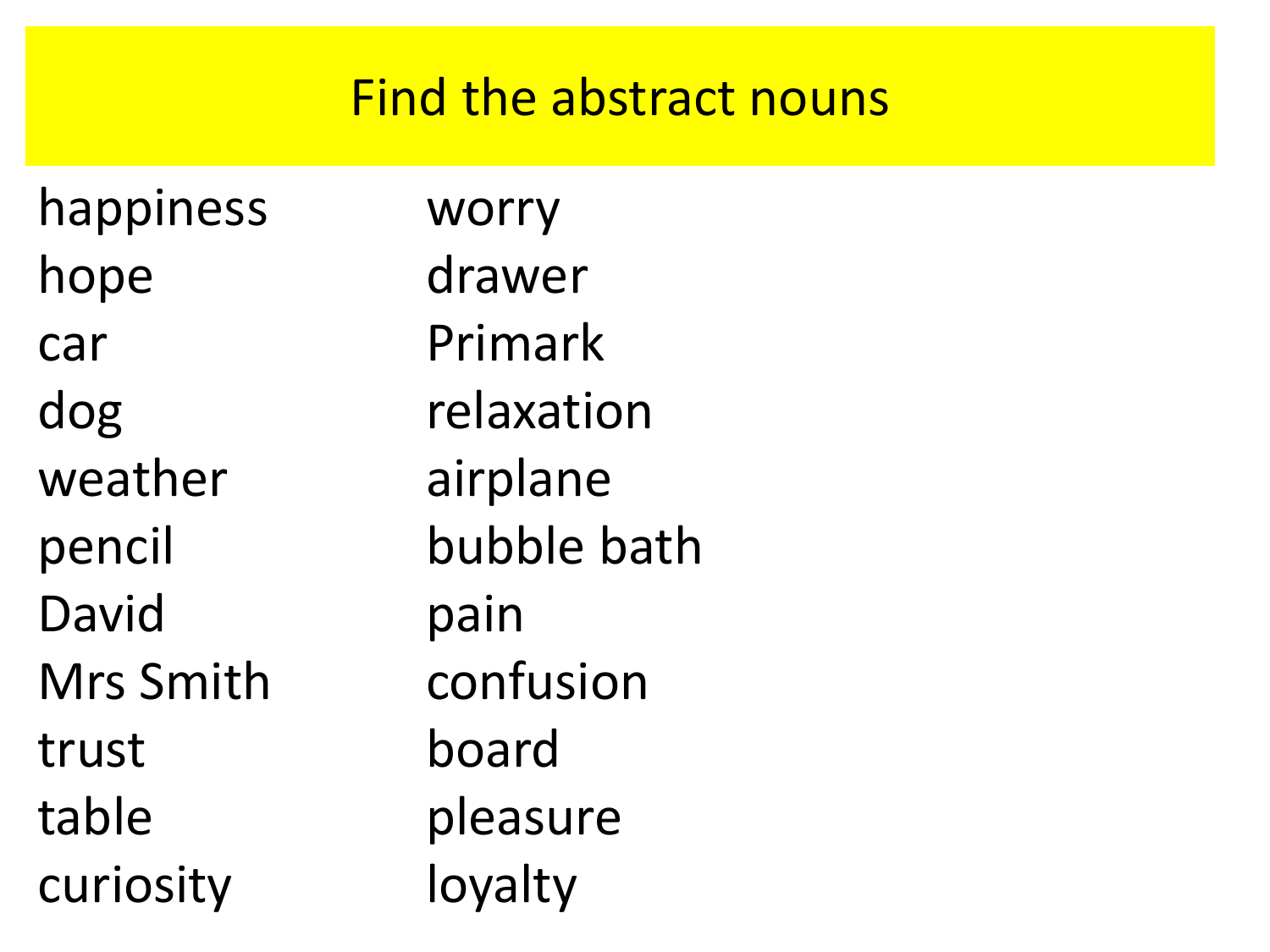# Find the abstract nouns

happiness
hope
car
dog
weather
pencil
David
Mrs Smith
trust
table
curiosity
worry
drawer
Primark
relaxation
airplane
bubble bath
pain
confusion
board
pleasure
loyalty